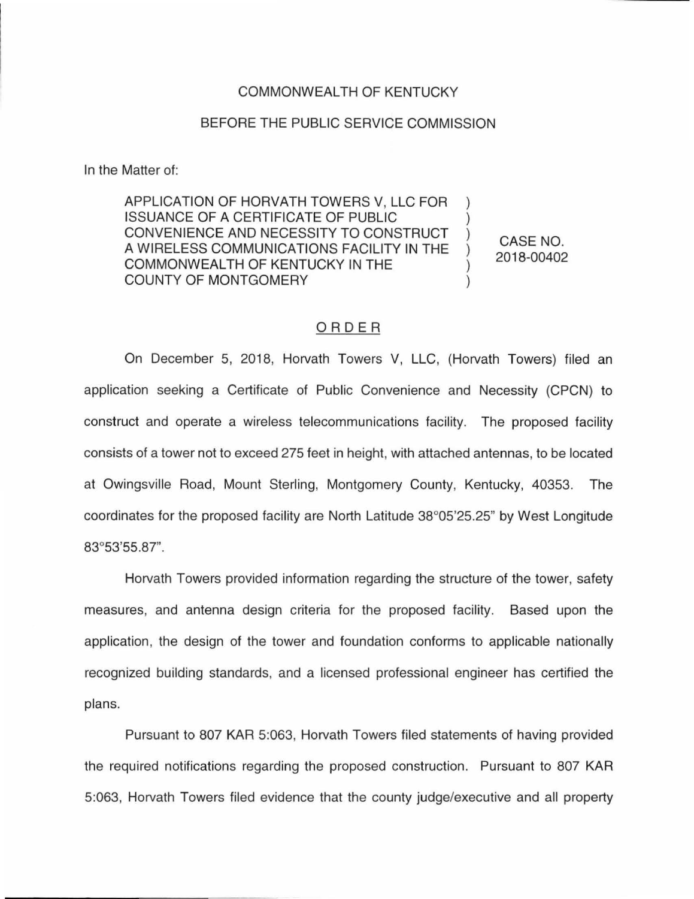COMMONWEALTH OF KENTUCKY

BEFORE THE PUBLIC SERVICE COMMISSION

In the Matter of:

| | | |
|---|---|---|
| APPLICATION OF HORVATH TOWERS V, LLC FOR ISSUANCE OF A CERTIFICATE OF PUBLIC CONVENIENCE AND NECESSITY TO CONSTRUCT A WIRELESS COMMUNICATIONS FACILITY IN THE COMMONWEALTH OF KENTUCKY IN THE COUNTY OF MONTGOMERY | ) | CASE NO. 2018-00402 |

## ORDER

On December 5, 2018, Horvath Towers V, LLC, (Horvath Towers) filed an application seeking a Certificate of Public Convenience and Necessity (CPCN) to construct and operate a wireless telecommunications facility. The proposed facility consists of a tower not to exceed 275 feet in height, with attached antennas, to be located at Owingsville Road, Mount Sterling, Montgomery County, Kentucky, 40353. The coordinates for the proposed facility are North Latitude 38°05'25.25" by West Longitude 83°53'55.87".

Horvath Towers provided information regarding the structure of the tower, safety measures, and antenna design criteria for the proposed facility. Based upon the application, the design of the tower and foundation conforms to applicable nationally recognized building standards, and a licensed professional engineer has certified the plans.

Pursuant to 807 KAR 5:063, Horvath Towers filed statements of having provided the required notifications regarding the proposed construction. Pursuant to 807 KAR 5:063, Horvath Towers filed evidence that the county judge/executive and all property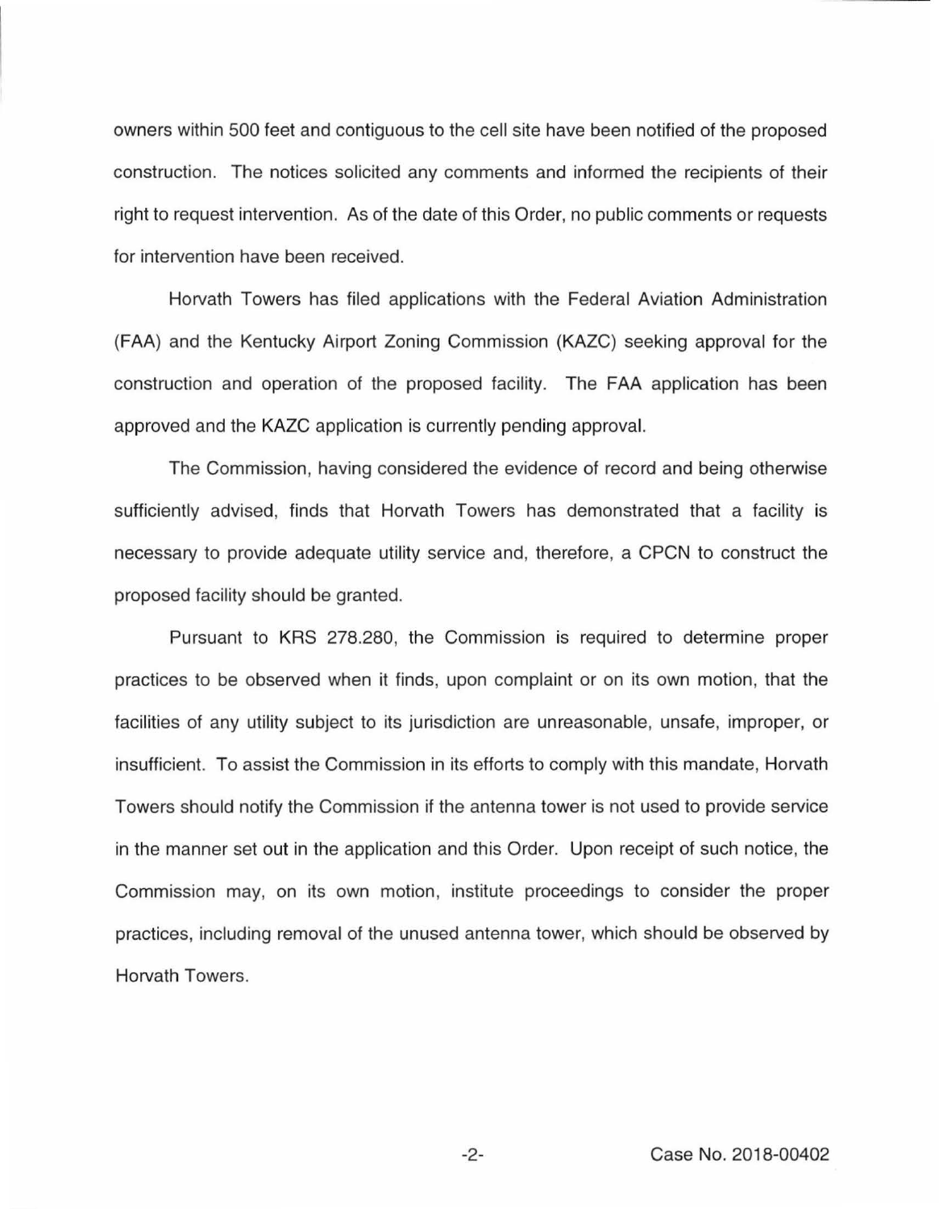owners within 500 feet and contiguous to the cell site have been notified of the proposed construction. The notices solicited any comments and informed the recipients of their right to request intervention. As of the date of this Order, no public comments or requests for intervention have been received.

Horvath Towers has filed applications with the Federal Aviation Administration (FAA) and the Kentucky Airport Zoning Commission (KAZC) seeking approval for the construction and operation of the proposed facility. The FAA application has been approved and the KAZC application is currently pending approval.

The Commission, having considered the evidence of record and being otherwise sufficiently advised, finds that Horvath Towers has demonstrated that a facility is necessary to provide adequate utility service and, therefore, a CPCN to construct the proposed facility should be granted.

Pursuant to KRS 278.280, the Commission is required to determine proper practices to be observed when it finds, upon complaint or on its own motion, that the facilities of any utility subject to its jurisdiction are unreasonable, unsafe, improper, or insufficient. To assist the Commission in its efforts to comply with this mandate, Horvath Towers should notify the Commission if the antenna tower is not used to provide service in the manner set out in the application and this Order. Upon receipt of such notice, the Commission may, on its own motion, institute proceedings to consider the proper practices, including removal of the unused antenna tower, which should be observed by Horvath Towers.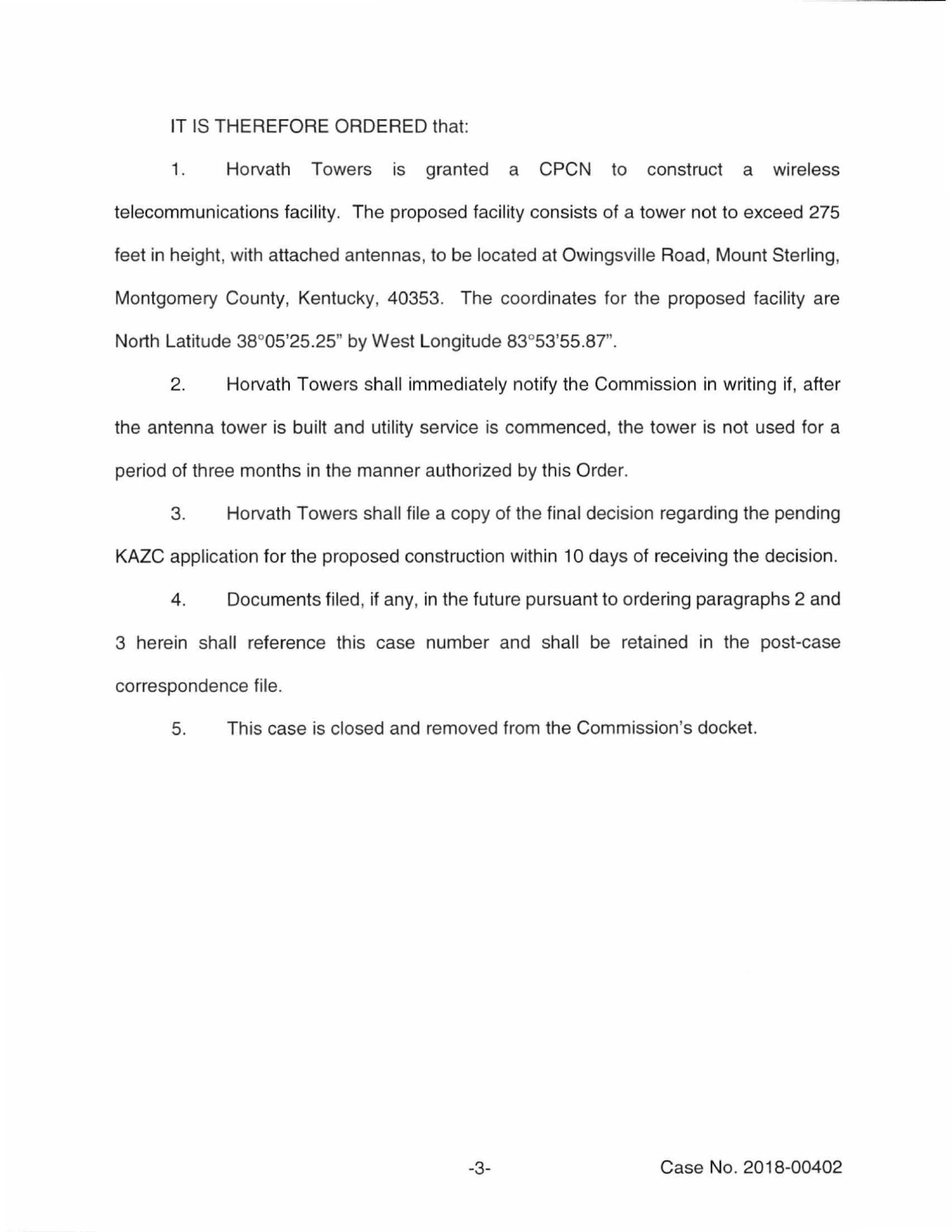IT IS THEREFORE ORDERED that:

1. Horvath Towers is granted a CPCN to construct a wireless telecommunications facility. The proposed facility consists of a tower not to exceed 275 feet in height, with attached antennas, to be located at Owingsville Road, Mount Sterling, Montgomery County, Kentucky, 40353. The coordinates for the proposed facility are North Latitude 38°05'25.25" by West Longitude 83°53'55.87".

2. Horvath Towers shall immediately notify the Commission in writing if, after the antenna tower is built and utility service is commenced, the tower is not used for a period of three months in the manner authorized by this Order.

3. Horvath Towers shall file a copy of the final decision regarding the pending KAZC application for the proposed construction within 10 days of receiving the decision.

4. Documents filed, if any, in the future pursuant to ordering paragraphs 2 and 3 herein shall reference this case number and shall be retained in the post-case correspondence file.

5. This case is closed and removed from the Commission's docket.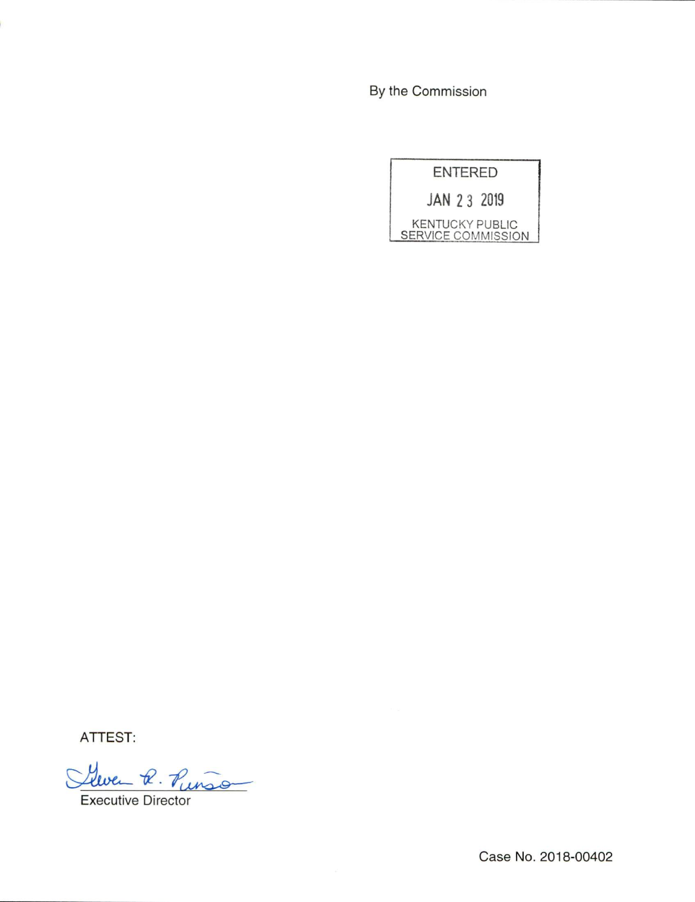By the Commission

ENTERED

JAN 23 2019

KENTUCKY PUBLIC SERVICE COMMISSION

ATTEST:

Executive Director

Case No. 2018-00402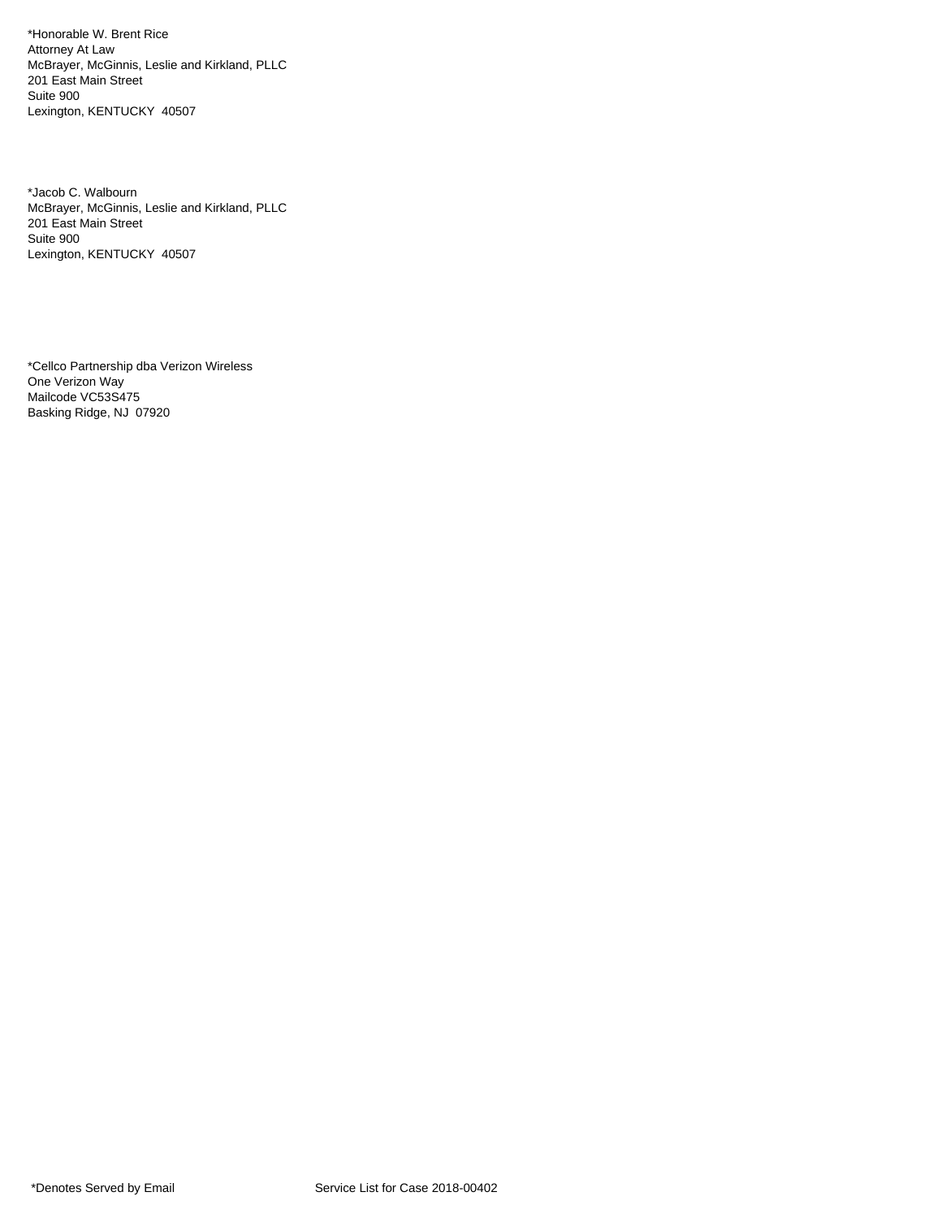*Honorable W. Brent Rice
Attorney At Law
McBrayer, McGinnis, Leslie and Kirkland, PLLC
201 East Main Street
Suite 900
Lexington, KENTUCKY  40507

*Jacob C. Walbourn
McBrayer, McGinnis, Leslie and Kirkland, PLLC
201 East Main Street
Suite 900
Lexington, KENTUCKY  40507

*Cellco Partnership dba Verizon Wireless
One Verizon Way
Mailcode VC53S475
Basking Ridge, NJ  07920

*Denotes Served by Email

Service List for Case 2018-00402